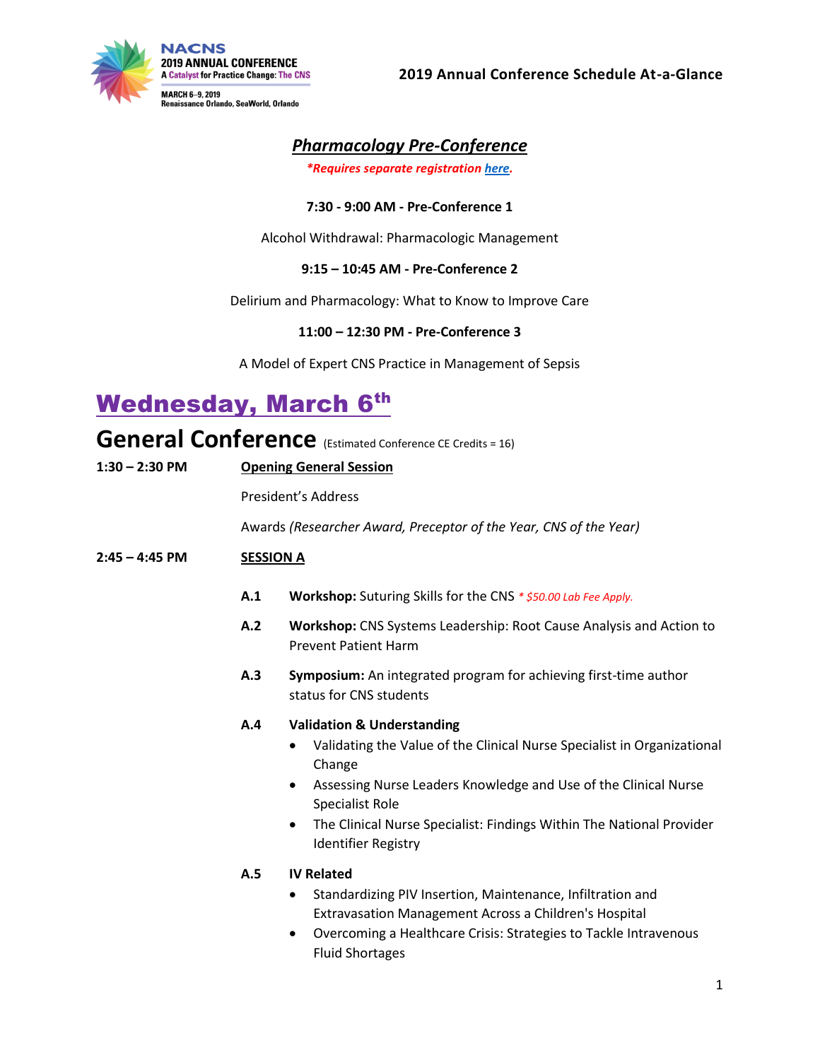NACNS
2019 ANNUAL CONFERENCE
A Catalyst for Practice Change: The CNS
MARCH 6–9, 2019
Renaissance Orlando, SeaWorld, Orlando

**2019 Annual Conference Schedule At-a-Glance**

## *Pharmacology Pre-Conference*

***Requires separate registration here.***

**7:30 - 9:00 AM - Pre-Conference 1**

Alcohol Withdrawal: Pharmacologic Management

**9:15 – 10:45 AM - Pre-Conference 2**

Delirium and Pharmacology: What to Know to Improve Care

**11:00 – 12:30 PM - Pre-Conference 3**

A Model of Expert CNS Practice in Management of Sepsis

# Wednesday, March 6th

## General Conference (Estimated Conference CE Credits = 16)

**1:30 – 2:30 PM** **Opening General Session**

President's Address

Awards *(Researcher Award, Preceptor of the Year, CNS of the Year)*

**2:45 – 4:45 PM** **SESSION A**

**A.1** **Workshop:** Suturing Skills for the CNS *\* $50.00 Lab Fee Apply.*

**A.2** **Workshop:** CNS Systems Leadership: Root Cause Analysis and Action to Prevent Patient Harm

**A.3** **Symposium:** An integrated program for achieving first-time author status for CNS students

**A.4** **Validation & Understanding**

- Validating the Value of the Clinical Nurse Specialist in Organizational Change
- Assessing Nurse Leaders Knowledge and Use of the Clinical Nurse Specialist Role
- The Clinical Nurse Specialist: Findings Within The National Provider Identifier Registry

**A.5** **IV Related**

- Standardizing PIV Insertion, Maintenance, Infiltration and Extravasation Management Across a Children's Hospital
- Overcoming a Healthcare Crisis: Strategies to Tackle Intravenous Fluid Shortages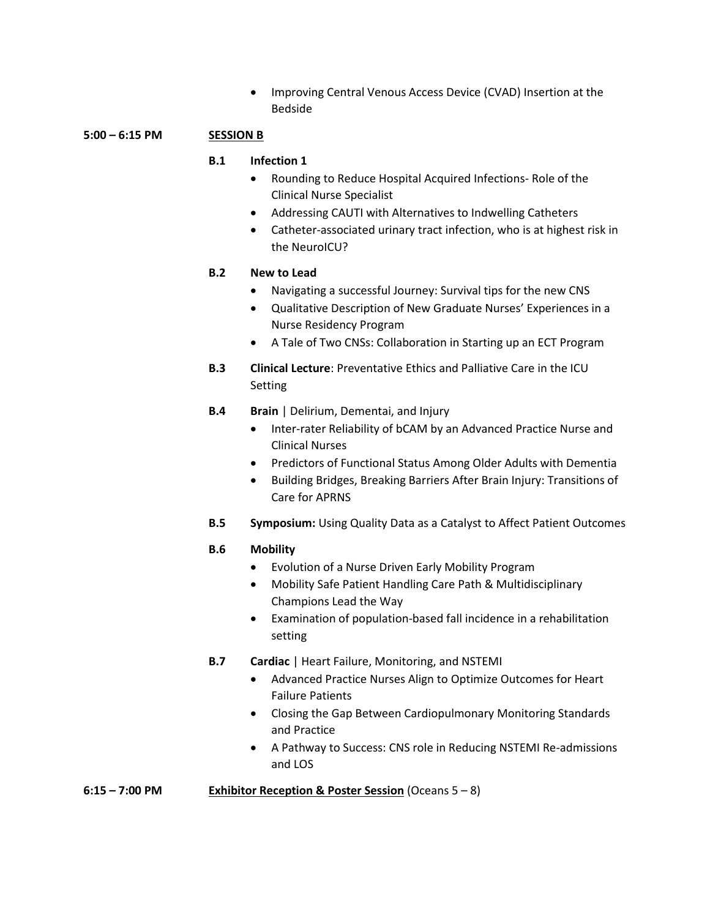- Improving Central Venous Access Device (CVAD) Insertion at the Bedside

**5:00 – 6:15 PM** **SESSION B**

**B.1 Infection 1**

- Rounding to Reduce Hospital Acquired Infections- Role of the Clinical Nurse Specialist
- Addressing CAUTI with Alternatives to Indwelling Catheters
- Catheter-associated urinary tract infection, who is at highest risk in the NeuroICU?

**B.2 New to Lead**

- Navigating a successful Journey: Survival tips for the new CNS
- Qualitative Description of New Graduate Nurses' Experiences in a Nurse Residency Program
- A Tale of Two CNSs: Collaboration in Starting up an ECT Program

**B.3 Clinical Lecture**: Preventative Ethics and Palliative Care in the ICU Setting

**B.4 Brain** | Delirium, Dementai, and Injury

- Inter-rater Reliability of bCAM by an Advanced Practice Nurse and Clinical Nurses
- Predictors of Functional Status Among Older Adults with Dementia
- Building Bridges, Breaking Barriers After Brain Injury: Transitions of Care for APRNS

**B.5 Symposium:** Using Quality Data as a Catalyst to Affect Patient Outcomes

**B.6 Mobility**

- Evolution of a Nurse Driven Early Mobility Program
- Mobility Safe Patient Handling Care Path & Multidisciplinary Champions Lead the Way
- Examination of population-based fall incidence in a rehabilitation setting

**B.7 Cardiac** | Heart Failure, Monitoring, and NSTEMI

- Advanced Practice Nurses Align to Optimize Outcomes for Heart Failure Patients
- Closing the Gap Between Cardiopulmonary Monitoring Standards and Practice
- A Pathway to Success: CNS role in Reducing NSTEMI Re-admissions and LOS

**6:15 – 7:00 PM** **Exhibitor Reception & Poster Session** (Oceans 5 – 8)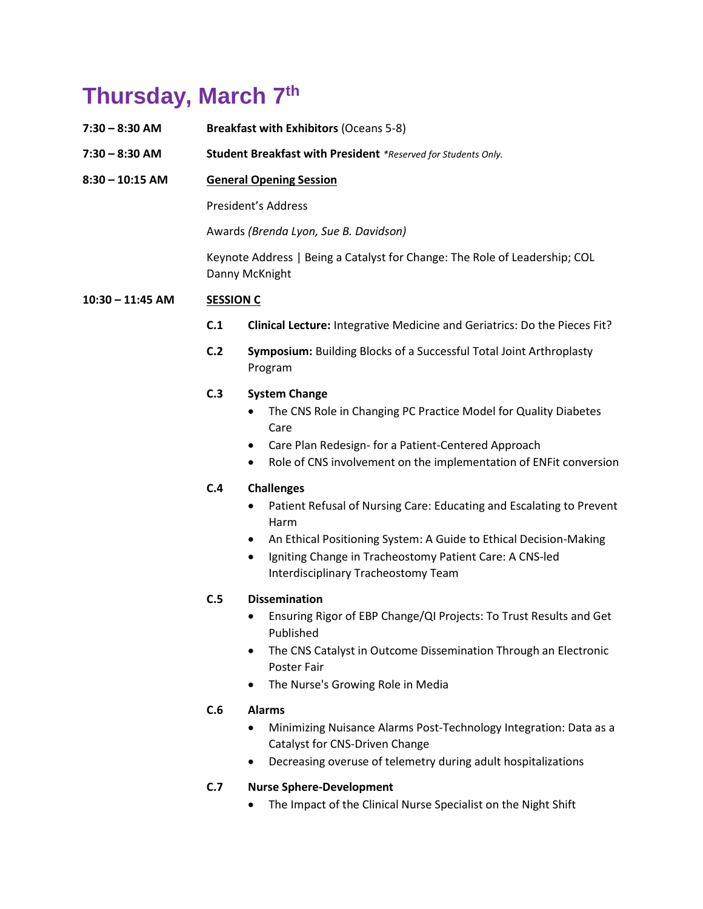# Thursday, March 7th

**7:30 – 8:30 AM** **Breakfast with Exhibitors** (Oceans 5-8)

**7:30 – 8:30 AM** **Student Breakfast with President** *\*Reserved for Students Only.*

**8:30 – 10:15 AM** **General Opening Session**

President's Address

Awards *(Brenda Lyon, Sue B. Davidson)*

Keynote Address | Being a Catalyst for Change: The Role of Leadership; COL Danny McKnight

**10:30 – 11:45 AM** **SESSION C**

**C.1** **Clinical Lecture:** Integrative Medicine and Geriatrics: Do the Pieces Fit?

**C.2** **Symposium:** Building Blocks of a Successful Total Joint Arthroplasty Program

**C.3** **System Change**

- The CNS Role in Changing PC Practice Model for Quality Diabetes Care
- Care Plan Redesign- for a Patient-Centered Approach
- Role of CNS involvement on the implementation of ENFit conversion

**C.4** **Challenges**

- Patient Refusal of Nursing Care: Educating and Escalating to Prevent Harm
- An Ethical Positioning System: A Guide to Ethical Decision-Making
- Igniting Change in Tracheostomy Patient Care: A CNS-led Interdisciplinary Tracheostomy Team

**C.5** **Dissemination**

- Ensuring Rigor of EBP Change/QI Projects: To Trust Results and Get Published
- The CNS Catalyst in Outcome Dissemination Through an Electronic Poster Fair
- The Nurse's Growing Role in Media

**C.6** **Alarms**

- Minimizing Nuisance Alarms Post-Technology Integration: Data as a Catalyst for CNS-Driven Change
- Decreasing overuse of telemetry during adult hospitalizations

**C.7** **Nurse Sphere-Development**

- The Impact of the Clinical Nurse Specialist on the Night Shift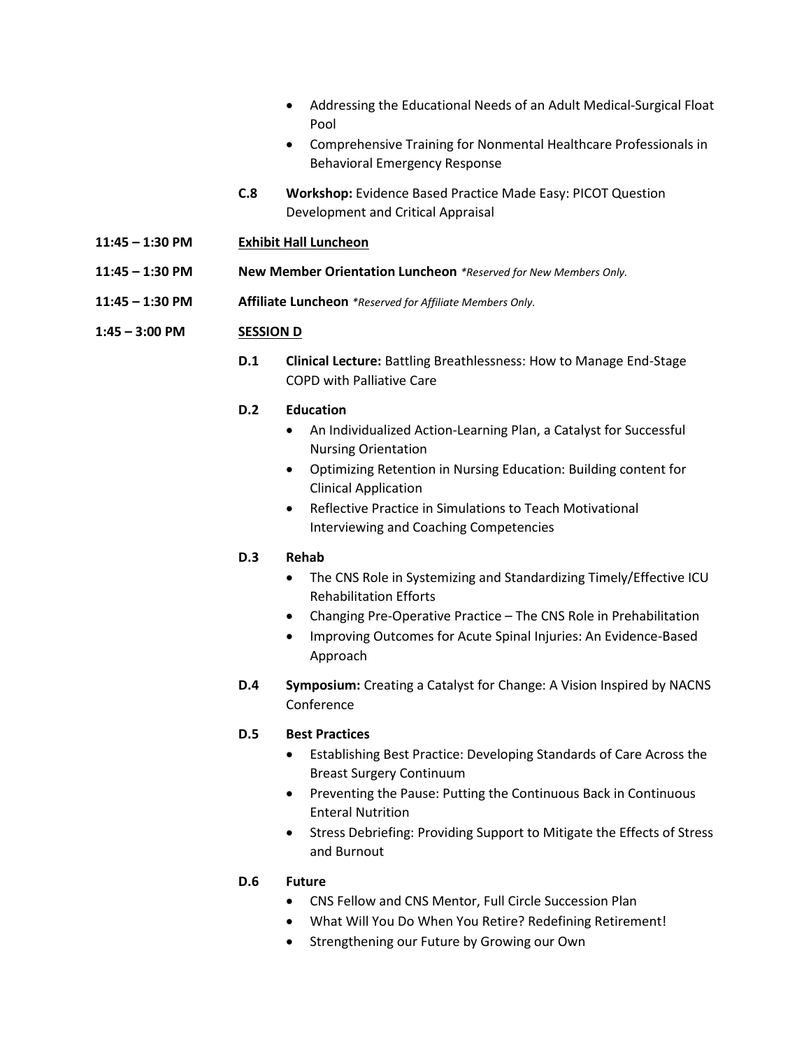- Addressing the Educational Needs of an Adult Medical-Surgical Float Pool
- Comprehensive Training for Nonmental Healthcare Professionals in Behavioral Emergency Response

**C.8** **Workshop:** Evidence Based Practice Made Easy: PICOT Question Development and Critical Appraisal

**11:45 – 1:30 PM** **Exhibit Hall Luncheon**

**11:45 – 1:30 PM** **New Member Orientation Luncheon** *\*Reserved for New Members Only.*

**11:45 – 1:30 PM** **Affiliate Luncheon** *\*Reserved for Affiliate Members Only.*

**1:45 – 3:00 PM** **SESSION D**

**D.1** **Clinical Lecture:** Battling Breathlessness: How to Manage End-Stage COPD with Palliative Care

**D.2** **Education**

- An Individualized Action-Learning Plan, a Catalyst for Successful Nursing Orientation
- Optimizing Retention in Nursing Education: Building content for Clinical Application
- Reflective Practice in Simulations to Teach Motivational Interviewing and Coaching Competencies

**D.3** **Rehab**

- The CNS Role in Systemizing and Standardizing Timely/Effective ICU Rehabilitation Efforts
- Changing Pre-Operative Practice – The CNS Role in Prehabilitation
- Improving Outcomes for Acute Spinal Injuries: An Evidence-Based Approach

**D.4** **Symposium:** Creating a Catalyst for Change: A Vision Inspired by NACNS Conference

**D.5** **Best Practices**

- Establishing Best Practice: Developing Standards of Care Across the Breast Surgery Continuum
- Preventing the Pause: Putting the Continuous Back in Continuous Enteral Nutrition
- Stress Debriefing: Providing Support to Mitigate the Effects of Stress and Burnout

**D.6** **Future**

- CNS Fellow and CNS Mentor, Full Circle Succession Plan
- What Will You Do When You Retire? Redefining Retirement!
- Strengthening our Future by Growing our Own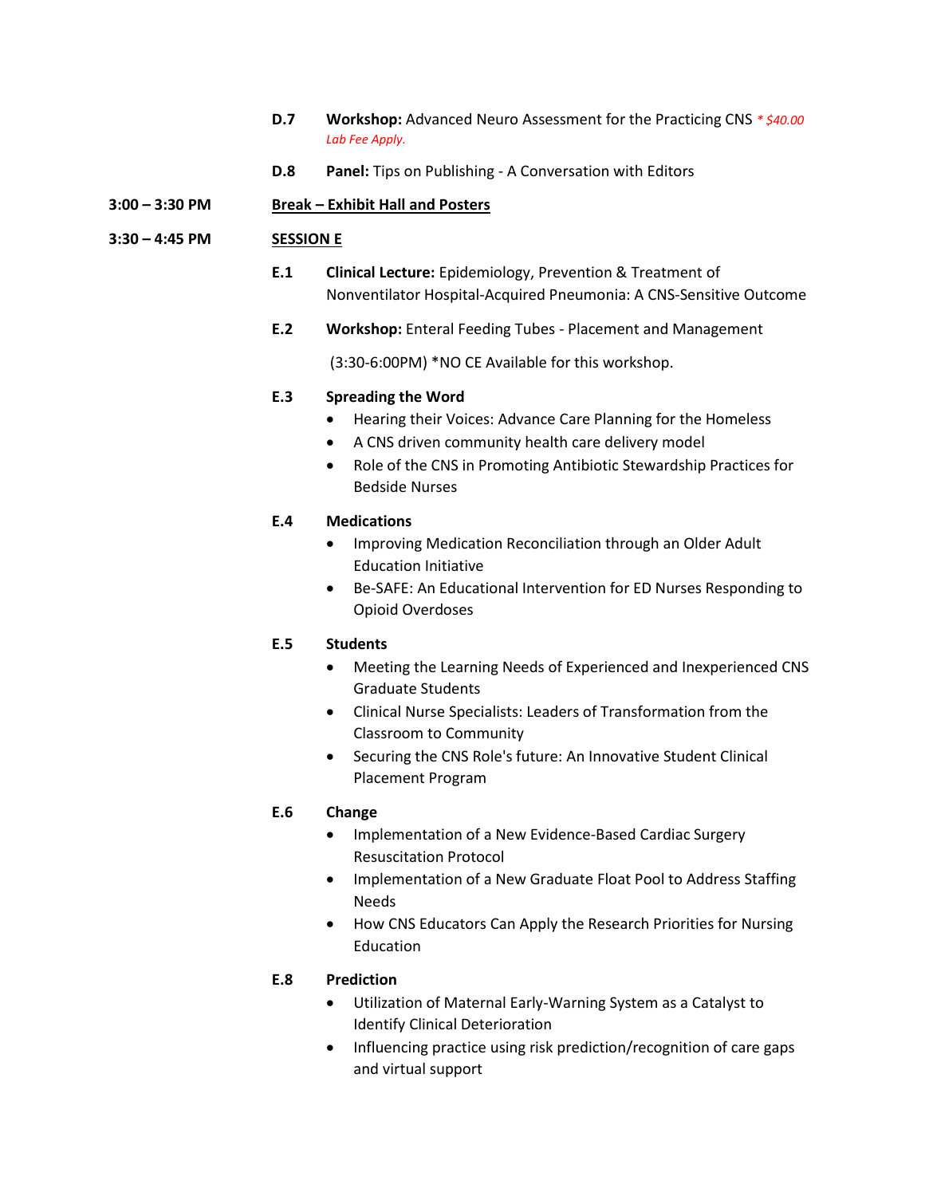**D.7** **Workshop:** Advanced Neuro Assessment for the Practicing CNS *\* $40.00 Lab Fee Apply.*

**D.8** **Panel:** Tips on Publishing - A Conversation with Editors

**3:00 – 3:30 PM** **Break – Exhibit Hall and Posters**

**3:30 – 4:45 PM** **SESSION E**

**E.1** **Clinical Lecture:** Epidemiology, Prevention & Treatment of Nonventilator Hospital-Acquired Pneumonia: A CNS-Sensitive Outcome

**E.2** **Workshop:** Enteral Feeding Tubes - Placement and Management

(3:30-6:00PM) *NO CE Available for this workshop.

**E.3** **Spreading the Word**

- Hearing their Voices: Advance Care Planning for the Homeless
- A CNS driven community health care delivery model
- Role of the CNS in Promoting Antibiotic Stewardship Practices for Bedside Nurses

**E.4** **Medications**

- Improving Medication Reconciliation through an Older Adult Education Initiative
- Be-SAFE: An Educational Intervention for ED Nurses Responding to Opioid Overdoses

**E.5** **Students**

- Meeting the Learning Needs of Experienced and Inexperienced CNS Graduate Students
- Clinical Nurse Specialists: Leaders of Transformation from the Classroom to Community
- Securing the CNS Role's future: An Innovative Student Clinical Placement Program

**E.6** **Change**

- Implementation of a New Evidence-Based Cardiac Surgery Resuscitation Protocol
- Implementation of a New Graduate Float Pool to Address Staffing Needs
- How CNS Educators Can Apply the Research Priorities for Nursing Education

**E.8** **Prediction**

- Utilization of Maternal Early-Warning System as a Catalyst to Identify Clinical Deterioration
- Influencing practice using risk prediction/recognition of care gaps and virtual support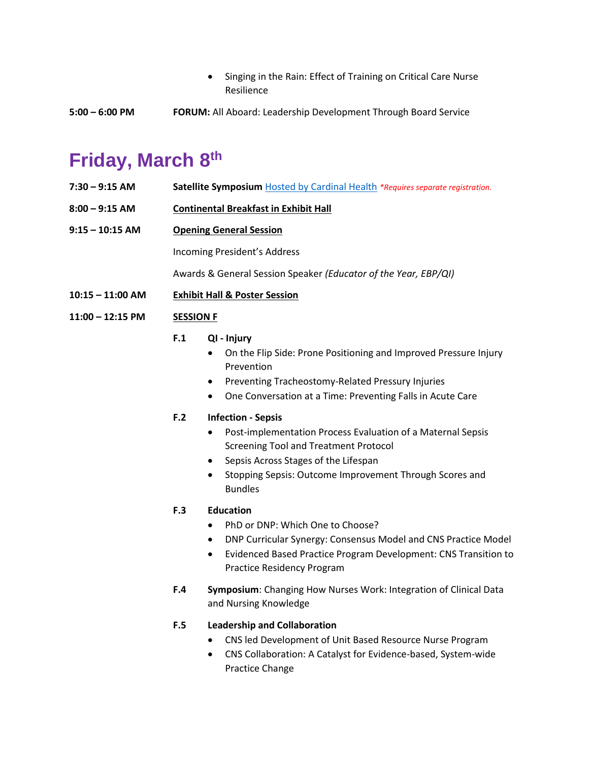- Singing in the Rain: Effect of Training on Critical Care Nurse Resilience

**5:00 – 6:00 PM** **FORUM:** All Aboard: Leadership Development Through Board Service

# Friday, March 8th

**7:30 – 9:15 AM** **Satellite Symposium** Hosted by Cardinal Health *\*Requires separate registration.*

**8:00 – 9:15 AM** **Continental Breakfast in Exhibit Hall**

**9:15 – 10:15 AM** **Opening General Session**

Incoming President's Address

Awards & General Session Speaker *(Educator of the Year, EBP/QI)*

**10:15 – 11:00 AM** **Exhibit Hall & Poster Session**

**11:00 – 12:15 PM** **SESSION F**

**F.1 QI - Injury**

- On the Flip Side: Prone Positioning and Improved Pressure Injury Prevention
- Preventing Tracheostomy-Related Pressury Injuries
- One Conversation at a Time: Preventing Falls in Acute Care

**F.2 Infection - Sepsis**

- Post-implementation Process Evaluation of a Maternal Sepsis Screening Tool and Treatment Protocol
- Sepsis Across Stages of the Lifespan
- Stopping Sepsis: Outcome Improvement Through Scores and Bundles

**F.3 Education**

- PhD or DNP: Which One to Choose?
- DNP Curricular Synergy: Consensus Model and CNS Practice Model
- Evidenced Based Practice Program Development: CNS Transition to Practice Residency Program

**F.4** **Symposium**: Changing How Nurses Work: Integration of Clinical Data and Nursing Knowledge

**F.5 Leadership and Collaboration**

- CNS led Development of Unit Based Resource Nurse Program
- CNS Collaboration: A Catalyst for Evidence-based, System-wide Practice Change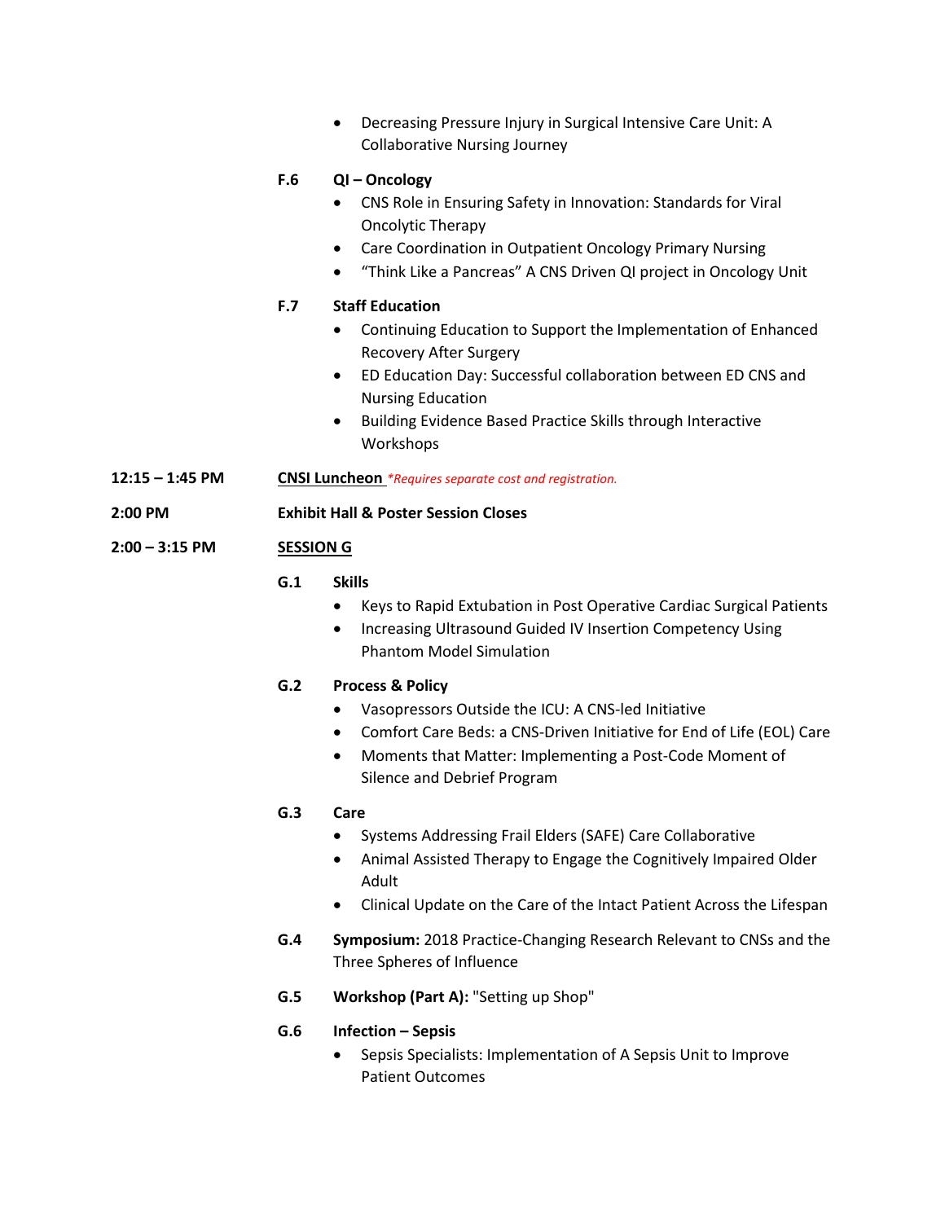- Decreasing Pressure Injury in Surgical Intensive Care Unit: A Collaborative Nursing Journey

**F.6 QI – Oncology**

- CNS Role in Ensuring Safety in Innovation: Standards for Viral Oncolytic Therapy
- Care Coordination in Outpatient Oncology Primary Nursing
- "Think Like a Pancreas" A CNS Driven QI project in Oncology Unit

**F.7 Staff Education**

- Continuing Education to Support the Implementation of Enhanced Recovery After Surgery
- ED Education Day: Successful collaboration between ED CNS and Nursing Education
- Building Evidence Based Practice Skills through Interactive Workshops

**12:15 – 1:45 PM** **CNSI Luncheon** *\*Requires separate cost and registration.*

**2:00 PM** **Exhibit Hall & Poster Session Closes**

**2:00 – 3:15 PM** **SESSION G**

**G.1 Skills**

- Keys to Rapid Extubation in Post Operative Cardiac Surgical Patients
- Increasing Ultrasound Guided IV Insertion Competency Using Phantom Model Simulation

**G.2 Process & Policy**

- Vasopressors Outside the ICU: A CNS-led Initiative
- Comfort Care Beds: a CNS-Driven Initiative for End of Life (EOL) Care
- Moments that Matter: Implementing a Post-Code Moment of Silence and Debrief Program

**G.3 Care**

- Systems Addressing Frail Elders (SAFE) Care Collaborative
- Animal Assisted Therapy to Engage the Cognitively Impaired Older Adult
- Clinical Update on the Care of the Intact Patient Across the Lifespan

**G.4 Symposium:** 2018 Practice-Changing Research Relevant to CNSs and the Three Spheres of Influence

**G.5 Workshop (Part A):** "Setting up Shop"

**G.6 Infection – Sepsis**

- Sepsis Specialists: Implementation of A Sepsis Unit to Improve Patient Outcomes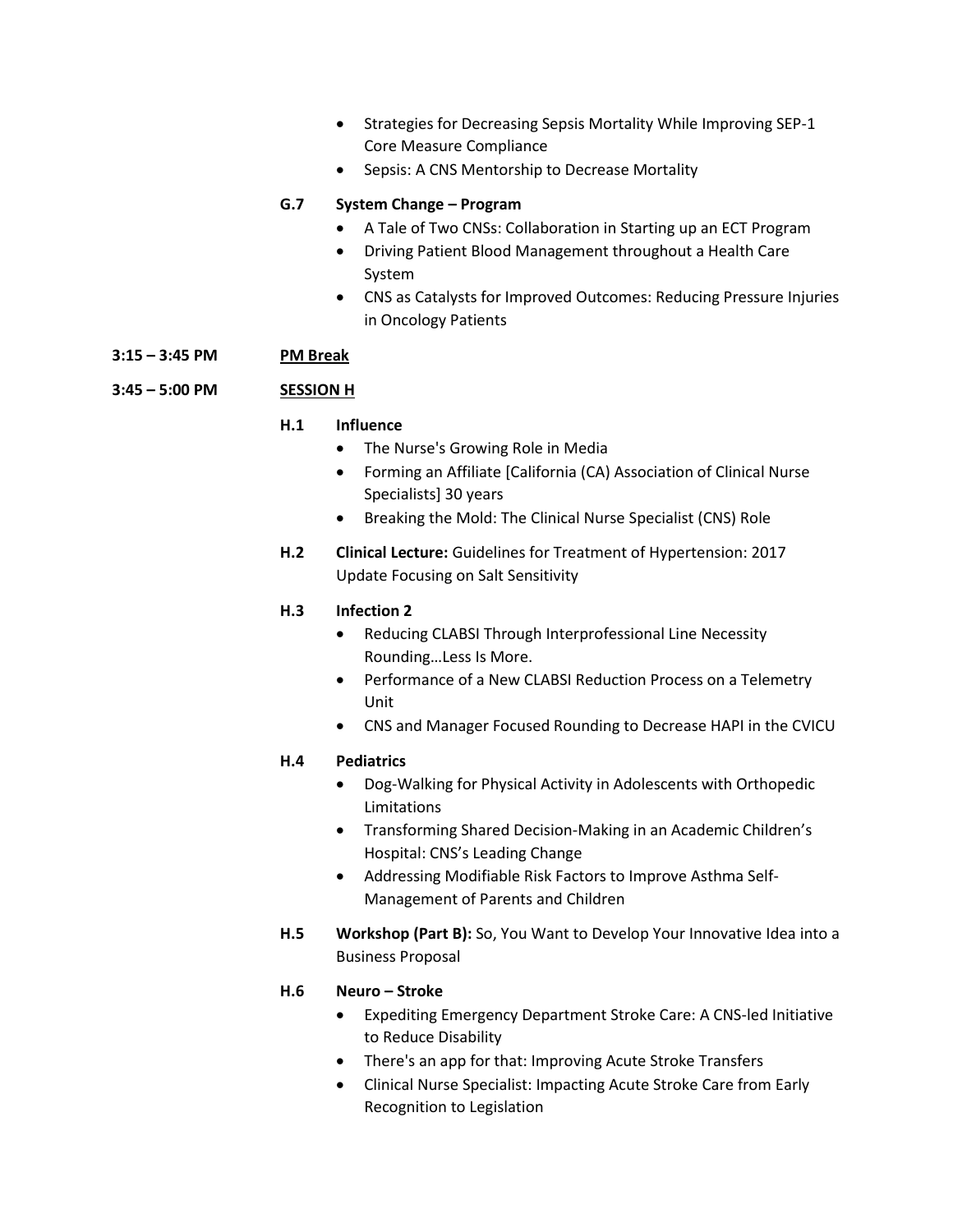- Strategies for Decreasing Sepsis Mortality While Improving SEP-1 Core Measure Compliance
- Sepsis: A CNS Mentorship to Decrease Mortality

**G.7 System Change – Program**

- A Tale of Two CNSs: Collaboration in Starting up an ECT Program
- Driving Patient Blood Management throughout a Health Care System
- CNS as Catalysts for Improved Outcomes: Reducing Pressure Injuries in Oncology Patients

**3:15 – 3:45 PM** **PM Break**

**3:45 – 5:00 PM** **SESSION H**

**H.1 Influence**

- The Nurse's Growing Role in Media
- Forming an Affiliate [California (CA) Association of Clinical Nurse Specialists] 30 years
- Breaking the Mold: The Clinical Nurse Specialist (CNS) Role

**H.2 Clinical Lecture:** Guidelines for Treatment of Hypertension: 2017 Update Focusing on Salt Sensitivity

**H.3 Infection 2**

- Reducing CLABSI Through Interprofessional Line Necessity Rounding…Less Is More.
- Performance of a New CLABSI Reduction Process on a Telemetry Unit
- CNS and Manager Focused Rounding to Decrease HAPI in the CVICU

**H.4 Pediatrics**

- Dog-Walking for Physical Activity in Adolescents with Orthopedic Limitations
- Transforming Shared Decision-Making in an Academic Children's Hospital: CNS's Leading Change
- Addressing Modifiable Risk Factors to Improve Asthma Self-Management of Parents and Children

**H.5 Workshop (Part B):** So, You Want to Develop Your Innovative Idea into a Business Proposal

**H.6 Neuro – Stroke**

- Expediting Emergency Department Stroke Care: A CNS-led Initiative to Reduce Disability
- There's an app for that: Improving Acute Stroke Transfers
- Clinical Nurse Specialist: Impacting Acute Stroke Care from Early Recognition to Legislation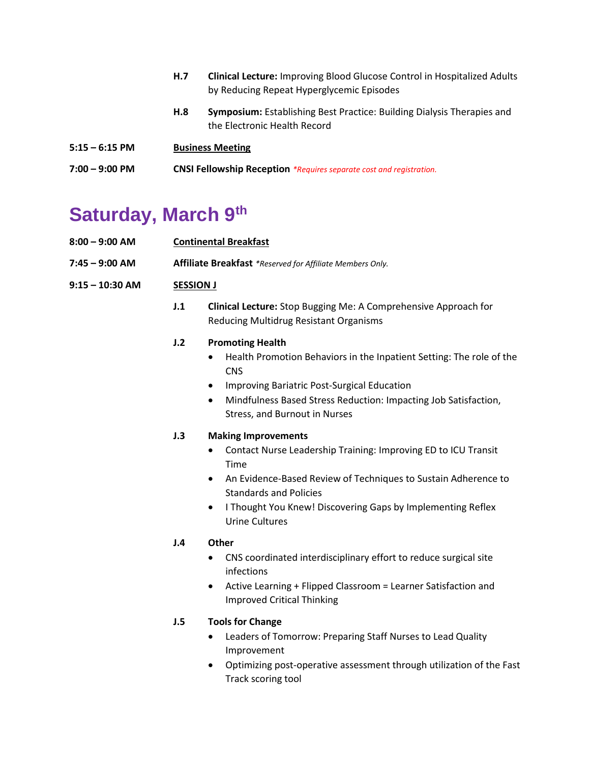**H.7** **Clinical Lecture:** Improving Blood Glucose Control in Hospitalized Adults by Reducing Repeat Hyperglycemic Episodes

**H.8** **Symposium:** Establishing Best Practice: Building Dialysis Therapies and the Electronic Health Record

**5:15 – 6:15 PM** **Business Meeting**

**7:00 – 9:00 PM** **CNSI Fellowship Reception** *\*Requires separate cost and registration.*

## Saturday, March 9th

**8:00 – 9:00 AM** **Continental Breakfast**

**7:45 – 9:00 AM** **Affiliate Breakfast** *\*Reserved for Affiliate Members Only.*

**9:15 – 10:30 AM** **SESSION J**

**J.1** **Clinical Lecture:** Stop Bugging Me: A Comprehensive Approach for Reducing Multidrug Resistant Organisms

**J.2** **Promoting Health**

- Health Promotion Behaviors in the Inpatient Setting: The role of the CNS
- Improving Bariatric Post-Surgical Education
- Mindfulness Based Stress Reduction: Impacting Job Satisfaction, Stress, and Burnout in Nurses

**J.3** **Making Improvements**

- Contact Nurse Leadership Training: Improving ED to ICU Transit Time
- An Evidence-Based Review of Techniques to Sustain Adherence to Standards and Policies
- I Thought You Knew! Discovering Gaps by Implementing Reflex Urine Cultures

**J.4** **Other**

- CNS coordinated interdisciplinary effort to reduce surgical site infections
- Active Learning + Flipped Classroom = Learner Satisfaction and Improved Critical Thinking

**J.5** **Tools for Change**

- Leaders of Tomorrow: Preparing Staff Nurses to Lead Quality Improvement
- Optimizing post-operative assessment through utilization of the Fast Track scoring tool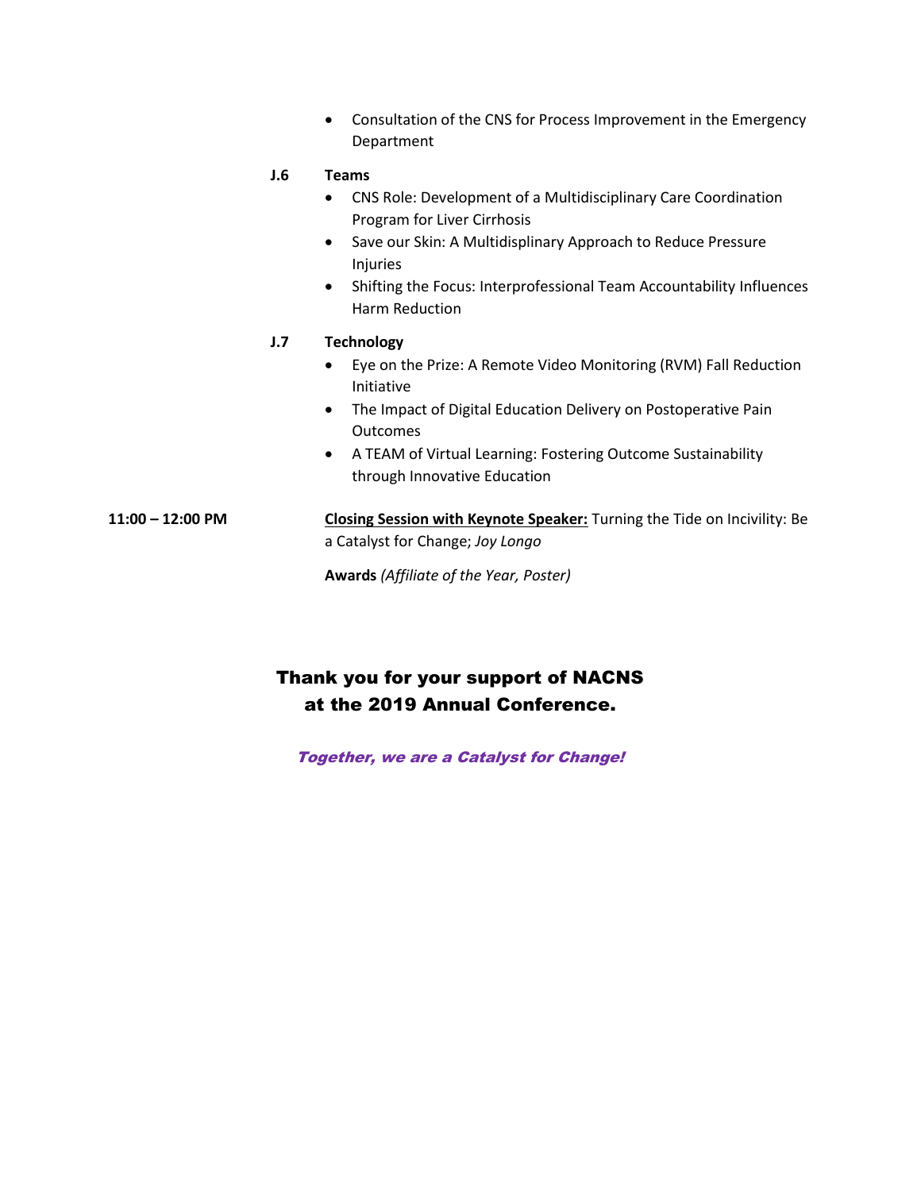- Consultation of the CNS for Process Improvement in the Emergency Department

**J.6 Teams**

- CNS Role: Development of a Multidisciplinary Care Coordination Program for Liver Cirrhosis
- Save our Skin: A Multidisplinary Approach to Reduce Pressure Injuries
- Shifting the Focus: Interprofessional Team Accountability Influences Harm Reduction

**J.7 Technology**

- Eye on the Prize: A Remote Video Monitoring (RVM) Fall Reduction Initiative
- The Impact of Digital Education Delivery on Postoperative Pain Outcomes
- A TEAM of Virtual Learning: Fostering Outcome Sustainability through Innovative Education

**11:00 – 12:00 PM** **Closing Session with Keynote Speaker:** Turning the Tide on Incivility: Be a Catalyst for Change; *Joy Longo*

**Awards** *(Affiliate of the Year, Poster)*

## Thank you for your support of NACNS at the 2019 Annual Conference.

***Together, we are a Catalyst for Change!***